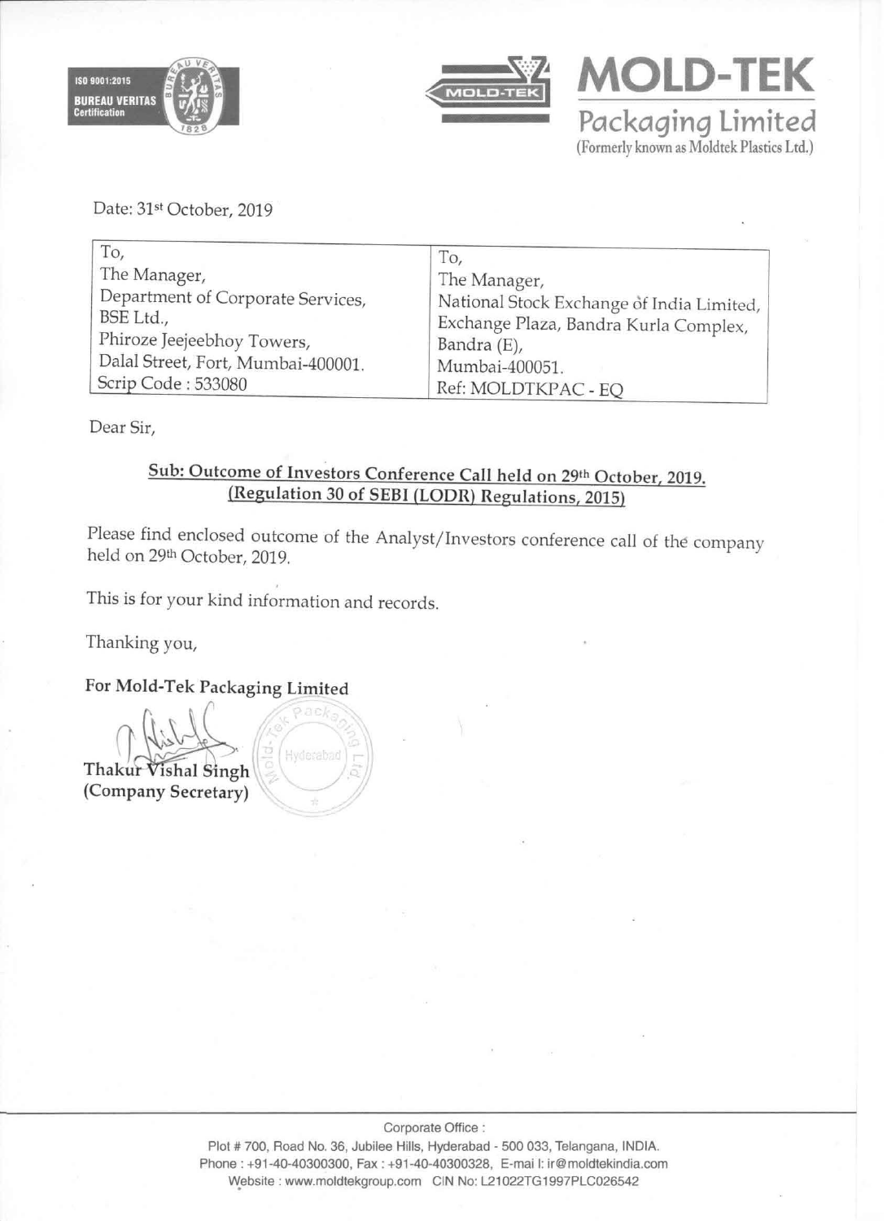ISO 9001:2015
BUREAU VERITAS
Certification

MOLD-TEK

Packaging Limited

(Formerly known as Moldtek Plastics Ltd.)

Date: 31st October, 2019

| To, The Manager, Department of Corporate Services, BSE Ltd., Phiroze Jeejeebhoy Towers, Dalal Street, Fort, Mumbai-400001. Scrip Code : 533080 | To, The Manager, National Stock Exchange of India Limited, Exchange Plaza, Bandra Kurla Complex, Bandra (E), Mumbai-400051. Ref: MOLDTKPAC - EQ |
|---|---|

Dear Sir,

**Sub: Outcome of Investors Conference Call held on 29th October, 2019. (Regulation 30 of SEBI (LODR) Regulations, 2015)**

Please find enclosed outcome of the Analyst/Investors conference call of the company held on 29th October, 2019.

This is for your kind information and records.

Thanking you,

**For Mold-Tek Packaging Limited**

**Thakur Vishal Singh**
**(Company Secretary)**

Corporate Office :
Plot # 700, Road No. 36, Jubilee Hills, Hyderabad - 500 033, Telangana, INDIA.
Phone : +91-40-40300300, Fax : +91-40-40300328, E-mail: ir@moldtekindia.com
Website : www.moldtekgroup.com CIN No: L21022TG1997PLC026542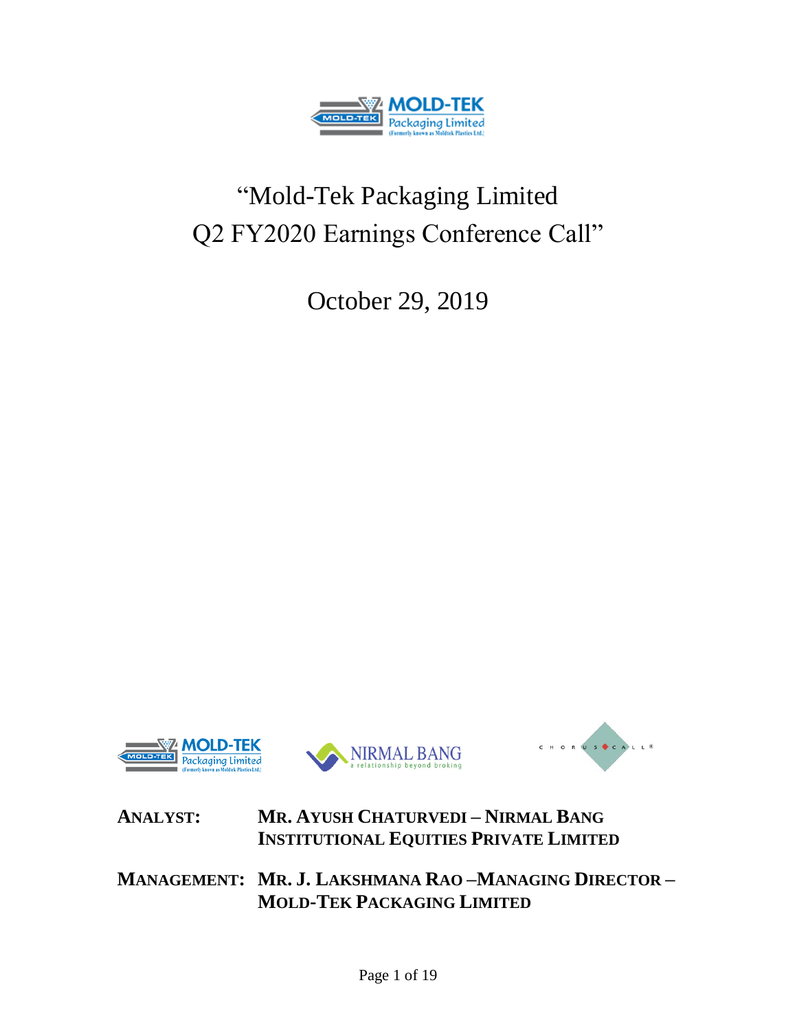# "Mold-Tek Packaging Limited Q2 FY2020 Earnings Conference Call"

October 29, 2019

**ANALYST:** MR. AYUSH CHATURVEDI – NIRMAL BANG INSTITUTIONAL EQUITIES PRIVATE LIMITED

**MANAGEMENT:** MR. J. LAKSHMANA RAO –MANAGING DIRECTOR – MOLD-TEK PACKAGING LIMITED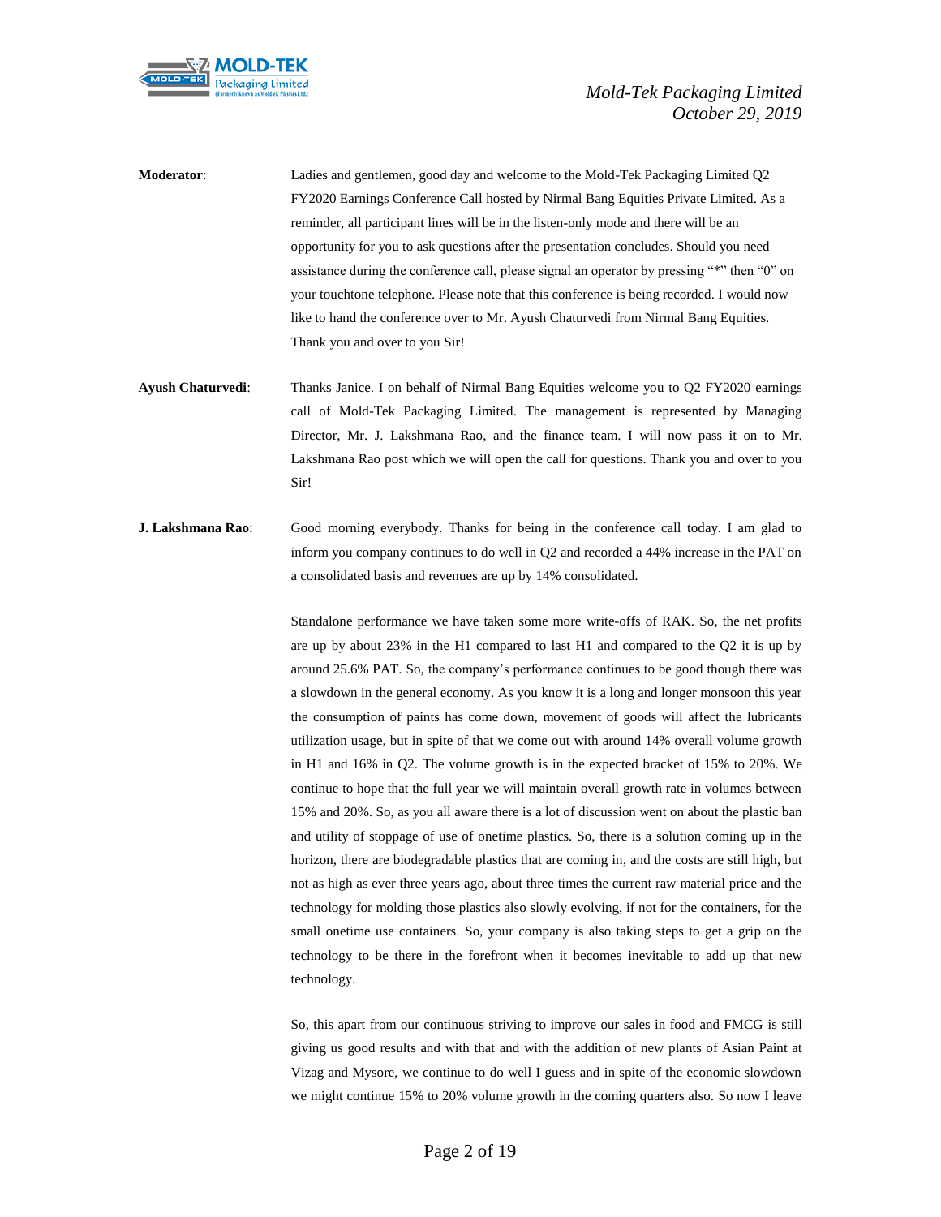**Moderator**: Ladies and gentlemen, good day and welcome to the Mold-Tek Packaging Limited Q2 FY2020 Earnings Conference Call hosted by Nirmal Bang Equities Private Limited. As a reminder, all participant lines will be in the listen-only mode and there will be an opportunity for you to ask questions after the presentation concludes. Should you need assistance during the conference call, please signal an operator by pressing "*" then "0" on your touchtone telephone. Please note that this conference is being recorded. I would now like to hand the conference over to Mr. Ayush Chaturvedi from Nirmal Bang Equities. Thank you and over to you Sir!

**Ayush Chaturvedi**: Thanks Janice. I on behalf of Nirmal Bang Equities welcome you to Q2 FY2020 earnings call of Mold-Tek Packaging Limited. The management is represented by Managing Director, Mr. J. Lakshmana Rao, and the finance team. I will now pass it on to Mr. Lakshmana Rao post which we will open the call for questions. Thank you and over to you Sir!

**J. Lakshmana Rao**: Good morning everybody. Thanks for being in the conference call today. I am glad to inform you company continues to do well in Q2 and recorded a 44% increase in the PAT on a consolidated basis and revenues are up by 14% consolidated.

Standalone performance we have taken some more write-offs of RAK. So, the net profits are up by about 23% in the H1 compared to last H1 and compared to the Q2 it is up by around 25.6% PAT. So, the company's performance continues to be good though there was a slowdown in the general economy. As you know it is a long and longer monsoon this year the consumption of paints has come down, movement of goods will affect the lubricants utilization usage, but in spite of that we come out with around 14% overall volume growth in H1 and 16% in Q2. The volume growth is in the expected bracket of 15% to 20%. We continue to hope that the full year we will maintain overall growth rate in volumes between 15% and 20%. So, as you all aware there is a lot of discussion went on about the plastic ban and utility of stoppage of use of onetime plastics. So, there is a solution coming up in the horizon, there are biodegradable plastics that are coming in, and the costs are still high, but not as high as ever three years ago, about three times the current raw material price and the technology for molding those plastics also slowly evolving, if not for the containers, for the small onetime use containers. So, your company is also taking steps to get a grip on the technology to be there in the forefront when it becomes inevitable to add up that new technology.

So, this apart from our continuous striving to improve our sales in food and FMCG is still giving us good results and with that and with the addition of new plants of Asian Paint at Vizag and Mysore, we continue to do well I guess and in spite of the economic slowdown we might continue 15% to 20% volume growth in the coming quarters also. So now I leave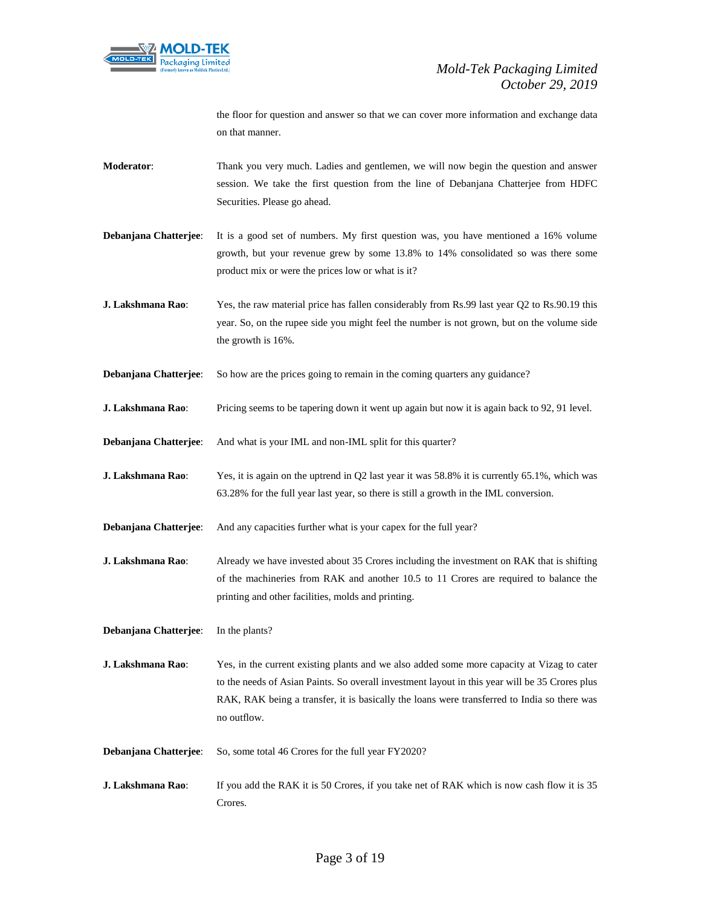the floor for question and answer so that we can cover more information and exchange data on that manner.

**Moderator**: Thank you very much. Ladies and gentlemen, we will now begin the question and answer session. We take the first question from the line of Debanjana Chatterjee from HDFC Securities. Please go ahead.

**Debanjana Chatterjee**: It is a good set of numbers. My first question was, you have mentioned a 16% volume growth, but your revenue grew by some 13.8% to 14% consolidated so was there some product mix or were the prices low or what is it?

**J. Lakshmana Rao**: Yes, the raw material price has fallen considerably from Rs.99 last year Q2 to Rs.90.19 this year. So, on the rupee side you might feel the number is not grown, but on the volume side the growth is 16%.

**Debanjana Chatterjee**: So how are the prices going to remain in the coming quarters any guidance?

**J. Lakshmana Rao**: Pricing seems to be tapering down it went up again but now it is again back to 92, 91 level.

**Debanjana Chatterjee**: And what is your IML and non-IML split for this quarter?

**J. Lakshmana Rao**: Yes, it is again on the uptrend in Q2 last year it was 58.8% it is currently 65.1%, which was 63.28% for the full year last year, so there is still a growth in the IML conversion.

**Debanjana Chatterjee**: And any capacities further what is your capex for the full year?

**J. Lakshmana Rao**: Already we have invested about 35 Crores including the investment on RAK that is shifting of the machineries from RAK and another 10.5 to 11 Crores are required to balance the printing and other facilities, molds and printing.

**Debanjana Chatterjee**: In the plants?

**J. Lakshmana Rao**: Yes, in the current existing plants and we also added some more capacity at Vizag to cater to the needs of Asian Paints. So overall investment layout in this year will be 35 Crores plus RAK, RAK being a transfer, it is basically the loans were transferred to India so there was no outflow.

**Debanjana Chatterjee**: So, some total 46 Crores for the full year FY2020?

**J. Lakshmana Rao**: If you add the RAK it is 50 Crores, if you take net of RAK which is now cash flow it is 35 Crores.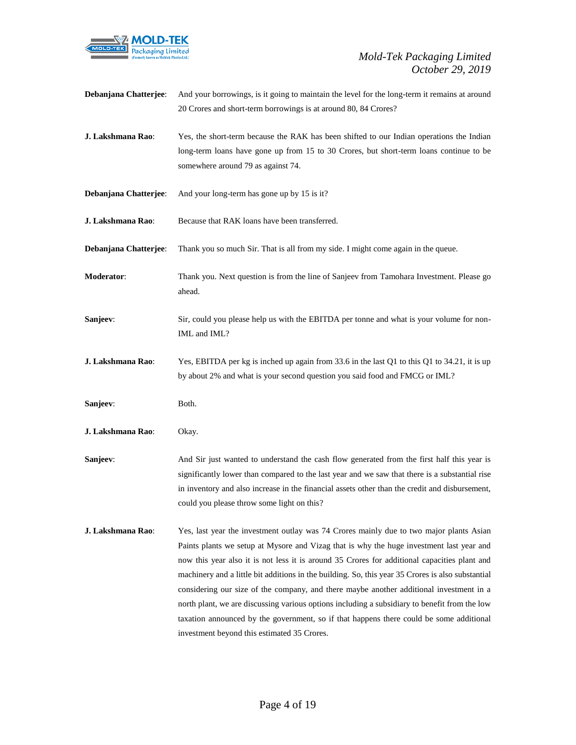**Debanjana Chatterjee**: And your borrowings, is it going to maintain the level for the long-term it remains at around 20 Crores and short-term borrowings is at around 80, 84 Crores?

**J. Lakshmana Rao**: Yes, the short-term because the RAK has been shifted to our Indian operations the Indian long-term loans have gone up from 15 to 30 Crores, but short-term loans continue to be somewhere around 79 as against 74.

**Debanjana Chatterjee**: And your long-term has gone up by 15 is it?

**J. Lakshmana Rao**: Because that RAK loans have been transferred.

**Debanjana Chatterjee**: Thank you so much Sir. That is all from my side. I might come again in the queue.

**Moderator**: Thank you. Next question is from the line of Sanjeev from Tamohara Investment. Please go ahead.

**Sanjeev**: Sir, could you please help us with the EBITDA per tonne and what is your volume for non-IML and IML?

**J. Lakshmana Rao**: Yes, EBITDA per kg is inched up again from 33.6 in the last Q1 to this Q1 to 34.21, it is up by about 2% and what is your second question you said food and FMCG or IML?

**Sanjeev**: Both.

**J. Lakshmana Rao**: Okay.

**Sanjeev**: And Sir just wanted to understand the cash flow generated from the first half this year is significantly lower than compared to the last year and we saw that there is a substantial rise in inventory and also increase in the financial assets other than the credit and disbursement, could you please throw some light on this?

**J. Lakshmana Rao**: Yes, last year the investment outlay was 74 Crores mainly due to two major plants Asian Paints plants we setup at Mysore and Vizag that is why the huge investment last year and now this year also it is not less it is around 35 Crores for additional capacities plant and machinery and a little bit additions in the building. So, this year 35 Crores is also substantial considering our size of the company, and there maybe another additional investment in a north plant, we are discussing various options including a subsidiary to benefit from the low taxation announced by the government, so if that happens there could be some additional investment beyond this estimated 35 Crores.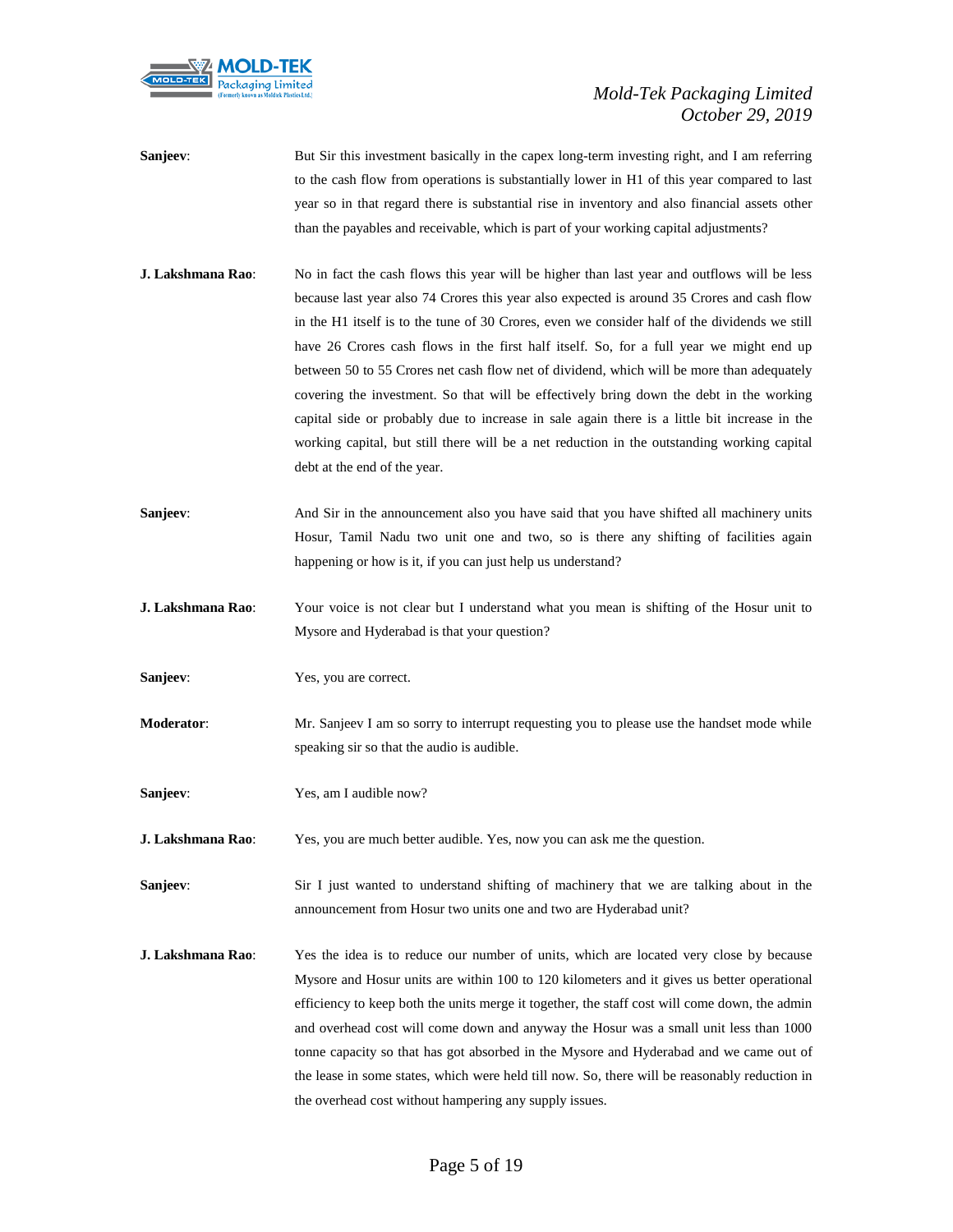**Sanjeev**: But Sir this investment basically in the capex long-term investing right, and I am referring to the cash flow from operations is substantially lower in H1 of this year compared to last year so in that regard there is substantial rise in inventory and also financial assets other than the payables and receivable, which is part of your working capital adjustments?

**J. Lakshmana Rao**: No in fact the cash flows this year will be higher than last year and outflows will be less because last year also 74 Crores this year also expected is around 35 Crores and cash flow in the H1 itself is to the tune of 30 Crores, even we consider half of the dividends we still have 26 Crores cash flows in the first half itself. So, for a full year we might end up between 50 to 55 Crores net cash flow net of dividend, which will be more than adequately covering the investment. So that will be effectively bring down the debt in the working capital side or probably due to increase in sale again there is a little bit increase in the working capital, but still there will be a net reduction in the outstanding working capital debt at the end of the year.

**Sanjeev**: And Sir in the announcement also you have said that you have shifted all machinery units Hosur, Tamil Nadu two unit one and two, so is there any shifting of facilities again happening or how is it, if you can just help us understand?

**J. Lakshmana Rao**: Your voice is not clear but I understand what you mean is shifting of the Hosur unit to Mysore and Hyderabad is that your question?

**Sanjeev**: Yes, you are correct.

**Moderator**: Mr. Sanjeev I am so sorry to interrupt requesting you to please use the handset mode while speaking sir so that the audio is audible.

**Sanjeev**: Yes, am I audible now?

**J. Lakshmana Rao**: Yes, you are much better audible. Yes, now you can ask me the question.

**Sanjeev**: Sir I just wanted to understand shifting of machinery that we are talking about in the announcement from Hosur two units one and two are Hyderabad unit?

**J. Lakshmana Rao**: Yes the idea is to reduce our number of units, which are located very close by because Mysore and Hosur units are within 100 to 120 kilometers and it gives us better operational efficiency to keep both the units merge it together, the staff cost will come down, the admin and overhead cost will come down and anyway the Hosur was a small unit less than 1000 tonne capacity so that has got absorbed in the Mysore and Hyderabad and we came out of the lease in some states, which were held till now. So, there will be reasonably reduction in the overhead cost without hampering any supply issues.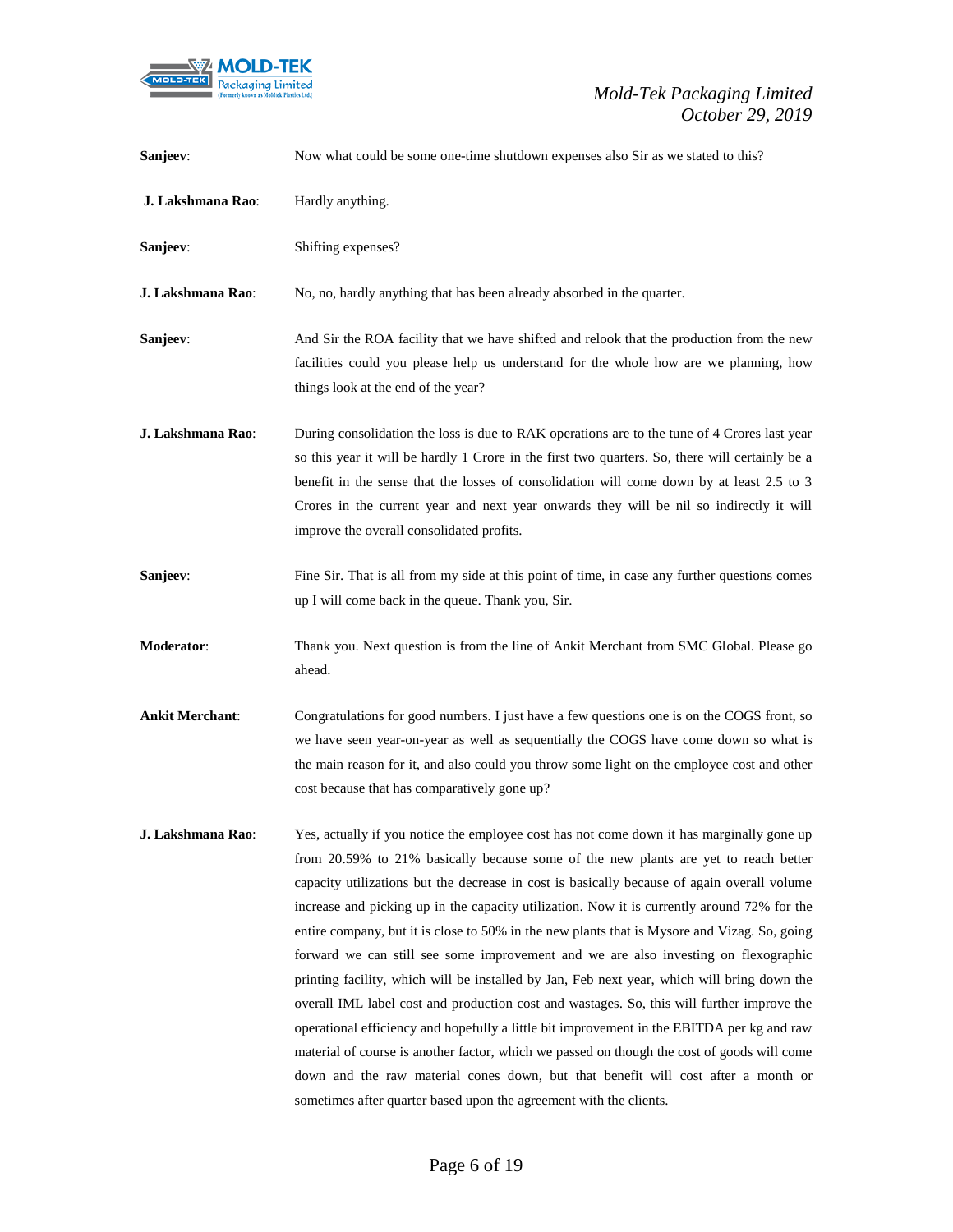**Sanjeev**: Now what could be some one-time shutdown expenses also Sir as we stated to this?

**J. Lakshmana Rao**: Hardly anything.

**Sanjeev**: Shifting expenses?

**J. Lakshmana Rao**: No, no, hardly anything that has been already absorbed in the quarter.

**Sanjeev**: And Sir the ROA facility that we have shifted and relook that the production from the new facilities could you please help us understand for the whole how are we planning, how things look at the end of the year?

**J. Lakshmana Rao**: During consolidation the loss is due to RAK operations are to the tune of 4 Crores last year so this year it will be hardly 1 Crore in the first two quarters. So, there will certainly be a benefit in the sense that the losses of consolidation will come down by at least 2.5 to 3 Crores in the current year and next year onwards they will be nil so indirectly it will improve the overall consolidated profits.

**Sanjeev**: Fine Sir. That is all from my side at this point of time, in case any further questions comes up I will come back in the queue. Thank you, Sir.

**Moderator**: Thank you. Next question is from the line of Ankit Merchant from SMC Global. Please go ahead.

**Ankit Merchant**: Congratulations for good numbers. I just have a few questions one is on the COGS front, so we have seen year-on-year as well as sequentially the COGS have come down so what is the main reason for it, and also could you throw some light on the employee cost and other cost because that has comparatively gone up?

**J. Lakshmana Rao**: Yes, actually if you notice the employee cost has not come down it has marginally gone up from 20.59% to 21% basically because some of the new plants are yet to reach better capacity utilizations but the decrease in cost is basically because of again overall volume increase and picking up in the capacity utilization. Now it is currently around 72% for the entire company, but it is close to 50% in the new plants that is Mysore and Vizag. So, going forward we can still see some improvement and we are also investing on flexographic printing facility, which will be installed by Jan, Feb next year, which will bring down the overall IML label cost and production cost and wastages. So, this will further improve the operational efficiency and hopefully a little bit improvement in the EBITDA per kg and raw material of course is another factor, which we passed on though the cost of goods will come down and the raw material cones down, but that benefit will cost after a month or sometimes after quarter based upon the agreement with the clients.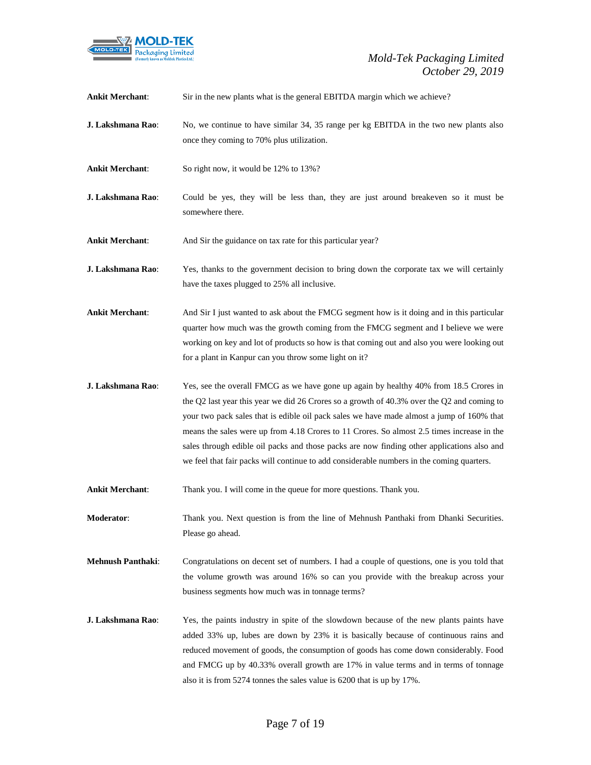**Ankit Merchant**: Sir in the new plants what is the general EBITDA margin which we achieve?

**J. Lakshmana Rao**: No, we continue to have similar 34, 35 range per kg EBITDA in the two new plants also once they coming to 70% plus utilization.

**Ankit Merchant**: So right now, it would be 12% to 13%?

**J. Lakshmana Rao**: Could be yes, they will be less than, they are just around breakeven so it must be somewhere there.

**Ankit Merchant**: And Sir the guidance on tax rate for this particular year?

**J. Lakshmana Rao**: Yes, thanks to the government decision to bring down the corporate tax we will certainly have the taxes plugged to 25% all inclusive.

**Ankit Merchant**: And Sir I just wanted to ask about the FMCG segment how is it doing and in this particular quarter how much was the growth coming from the FMCG segment and I believe we were working on key and lot of products so how is that coming out and also you were looking out for a plant in Kanpur can you throw some light on it?

**J. Lakshmana Rao**: Yes, see the overall FMCG as we have gone up again by healthy 40% from 18.5 Crores in the Q2 last year this year we did 26 Crores so a growth of 40.3% over the Q2 and coming to your two pack sales that is edible oil pack sales we have made almost a jump of 160% that means the sales were up from 4.18 Crores to 11 Crores. So almost 2.5 times increase in the sales through edible oil packs and those packs are now finding other applications also and we feel that fair packs will continue to add considerable numbers in the coming quarters.

**Ankit Merchant**: Thank you. I will come in the queue for more questions. Thank you.

**Moderator**: Thank you. Next question is from the line of Mehnush Panthaki from Dhanki Securities. Please go ahead.

**Mehnush Panthaki**: Congratulations on decent set of numbers. I had a couple of questions, one is you told that the volume growth was around 16% so can you provide with the breakup across your business segments how much was in tonnage terms?

**J. Lakshmana Rao**: Yes, the paints industry in spite of the slowdown because of the new plants paints have added 33% up, lubes are down by 23% it is basically because of continuous rains and reduced movement of goods, the consumption of goods has come down considerably. Food and FMCG up by 40.33% overall growth are 17% in value terms and in terms of tonnage also it is from 5274 tonnes the sales value is 6200 that is up by 17%.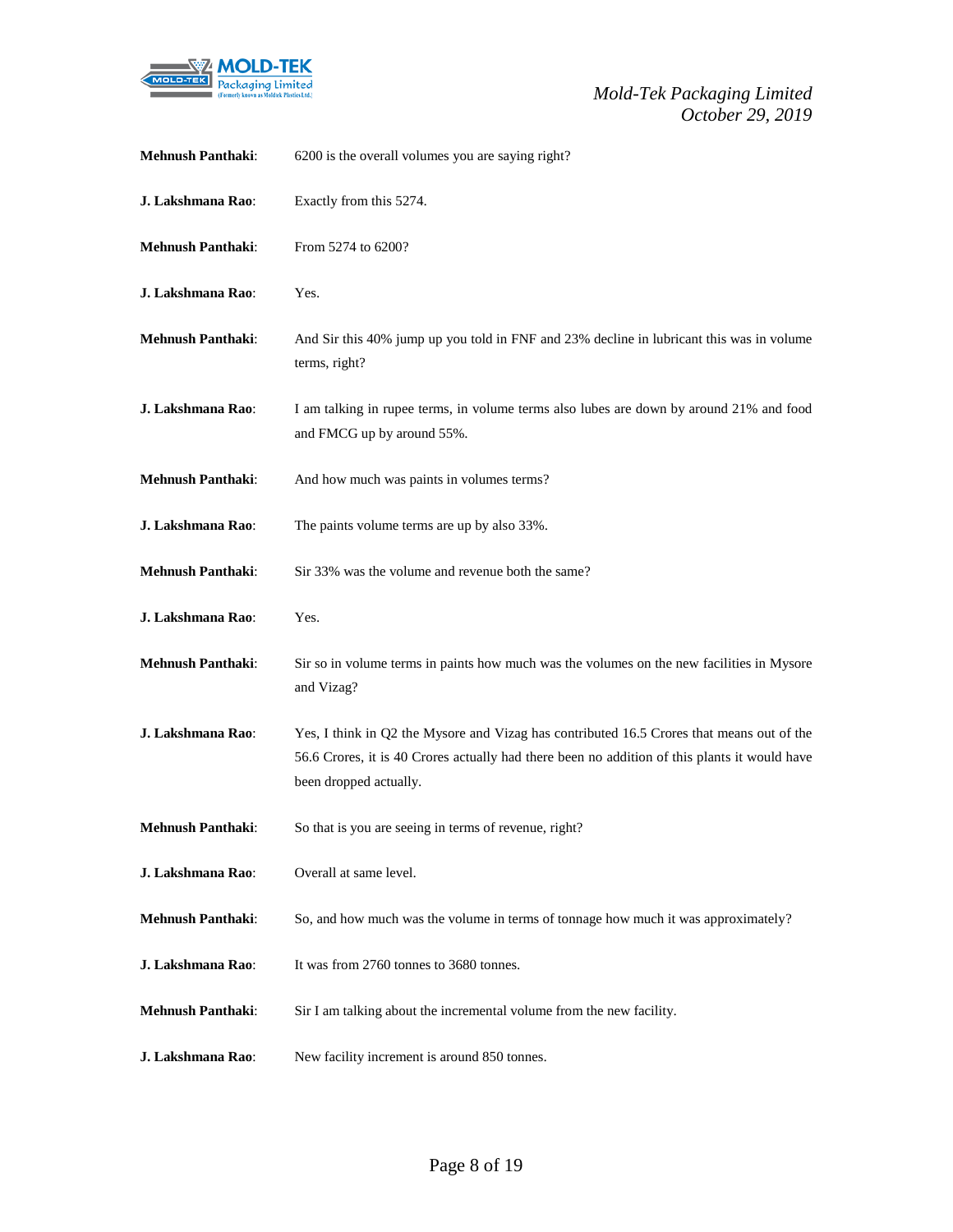**Mehnush Panthaki**: 6200 is the overall volumes you are saying right?

**J. Lakshmana Rao**: Exactly from this 5274.

**Mehnush Panthaki**: From 5274 to 6200?

**J. Lakshmana Rao**: Yes.

**Mehnush Panthaki**: And Sir this 40% jump up you told in FNF and 23% decline in lubricant this was in volume terms, right?

**J. Lakshmana Rao**: I am talking in rupee terms, in volume terms also lubes are down by around 21% and food and FMCG up by around 55%.

**Mehnush Panthaki**: And how much was paints in volumes terms?

**J. Lakshmana Rao**: The paints volume terms are up by also 33%.

**Mehnush Panthaki**: Sir 33% was the volume and revenue both the same?

**J. Lakshmana Rao**: Yes.

**Mehnush Panthaki**: Sir so in volume terms in paints how much was the volumes on the new facilities in Mysore and Vizag?

**J. Lakshmana Rao**: Yes, I think in Q2 the Mysore and Vizag has contributed 16.5 Crores that means out of the 56.6 Crores, it is 40 Crores actually had there been no addition of this plants it would have been dropped actually.

**Mehnush Panthaki**: So that is you are seeing in terms of revenue, right?

**J. Lakshmana Rao**: Overall at same level.

**Mehnush Panthaki**: So, and how much was the volume in terms of tonnage how much it was approximately?

**J. Lakshmana Rao**: It was from 2760 tonnes to 3680 tonnes.

**Mehnush Panthaki**: Sir I am talking about the incremental volume from the new facility.

**J. Lakshmana Rao**: New facility increment is around 850 tonnes.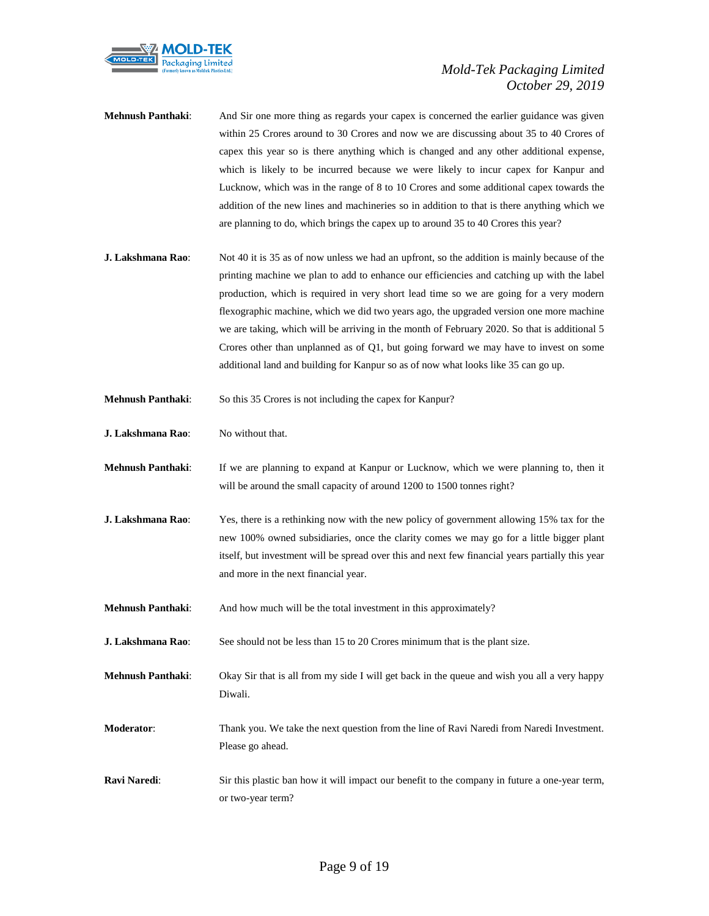**Mehnush Panthaki**: And Sir one more thing as regards your capex is concerned the earlier guidance was given within 25 Crores around to 30 Crores and now we are discussing about 35 to 40 Crores of capex this year so is there anything which is changed and any other additional expense, which is likely to be incurred because we were likely to incur capex for Kanpur and Lucknow, which was in the range of 8 to 10 Crores and some additional capex towards the addition of the new lines and machineries so in addition to that is there anything which we are planning to do, which brings the capex up to around 35 to 40 Crores this year?

**J. Lakshmana Rao**: Not 40 it is 35 as of now unless we had an upfront, so the addition is mainly because of the printing machine we plan to add to enhance our efficiencies and catching up with the label production, which is required in very short lead time so we are going for a very modern flexographic machine, which we did two years ago, the upgraded version one more machine we are taking, which will be arriving in the month of February 2020. So that is additional 5 Crores other than unplanned as of Q1, but going forward we may have to invest on some additional land and building for Kanpur so as of now what looks like 35 can go up.

**Mehnush Panthaki**: So this 35 Crores is not including the capex for Kanpur?

**J. Lakshmana Rao**: No without that.

**Mehnush Panthaki**: If we are planning to expand at Kanpur or Lucknow, which we were planning to, then it will be around the small capacity of around 1200 to 1500 tonnes right?

**J. Lakshmana Rao**: Yes, there is a rethinking now with the new policy of government allowing 15% tax for the new 100% owned subsidiaries, once the clarity comes we may go for a little bigger plant itself, but investment will be spread over this and next few financial years partially this year and more in the next financial year.

**Mehnush Panthaki**: And how much will be the total investment in this approximately?

**J. Lakshmana Rao**: See should not be less than 15 to 20 Crores minimum that is the plant size.

**Mehnush Panthaki**: Okay Sir that is all from my side I will get back in the queue and wish you all a very happy Diwali.

**Moderator**: Thank you. We take the next question from the line of Ravi Naredi from Naredi Investment. Please go ahead.

**Ravi Naredi**: Sir this plastic ban how it will impact our benefit to the company in future a one-year term, or two-year term?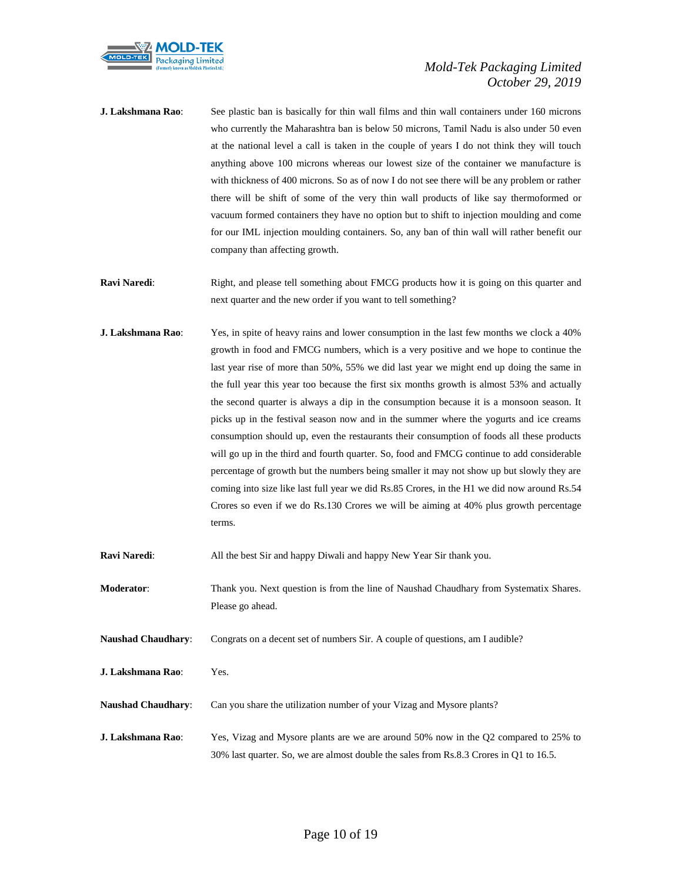**J. Lakshmana Rao**: See plastic ban is basically for thin wall films and thin wall containers under 160 microns who currently the Maharashtra ban is below 50 microns, Tamil Nadu is also under 50 even at the national level a call is taken in the couple of years I do not think they will touch anything above 100 microns whereas our lowest size of the container we manufacture is with thickness of 400 microns. So as of now I do not see there will be any problem or rather there will be shift of some of the very thin wall products of like say thermoformed or vacuum formed containers they have no option but to shift to injection moulding and come for our IML injection moulding containers. So, any ban of thin wall will rather benefit our company than affecting growth.

**Ravi Naredi**: Right, and please tell something about FMCG products how it is going on this quarter and next quarter and the new order if you want to tell something?

**J. Lakshmana Rao**: Yes, in spite of heavy rains and lower consumption in the last few months we clock a 40% growth in food and FMCG numbers, which is a very positive and we hope to continue the last year rise of more than 50%, 55% we did last year we might end up doing the same in the full year this year too because the first six months growth is almost 53% and actually the second quarter is always a dip in the consumption because it is a monsoon season. It picks up in the festival season now and in the summer where the yogurts and ice creams consumption should up, even the restaurants their consumption of foods all these products will go up in the third and fourth quarter. So, food and FMCG continue to add considerable percentage of growth but the numbers being smaller it may not show up but slowly they are coming into size like last full year we did Rs.85 Crores, in the H1 we did now around Rs.54 Crores so even if we do Rs.130 Crores we will be aiming at 40% plus growth percentage terms.

**Ravi Naredi**: All the best Sir and happy Diwali and happy New Year Sir thank you.

**Moderator**: Thank you. Next question is from the line of Naushad Chaudhary from Systematix Shares. Please go ahead.

**Naushad Chaudhary**: Congrats on a decent set of numbers Sir. A couple of questions, am I audible?

**J. Lakshmana Rao**: Yes.

**Naushad Chaudhary**: Can you share the utilization number of your Vizag and Mysore plants?

**J. Lakshmana Rao**: Yes, Vizag and Mysore plants are we are around 50% now in the Q2 compared to 25% to 30% last quarter. So, we are almost double the sales from Rs.8.3 Crores in Q1 to 16.5.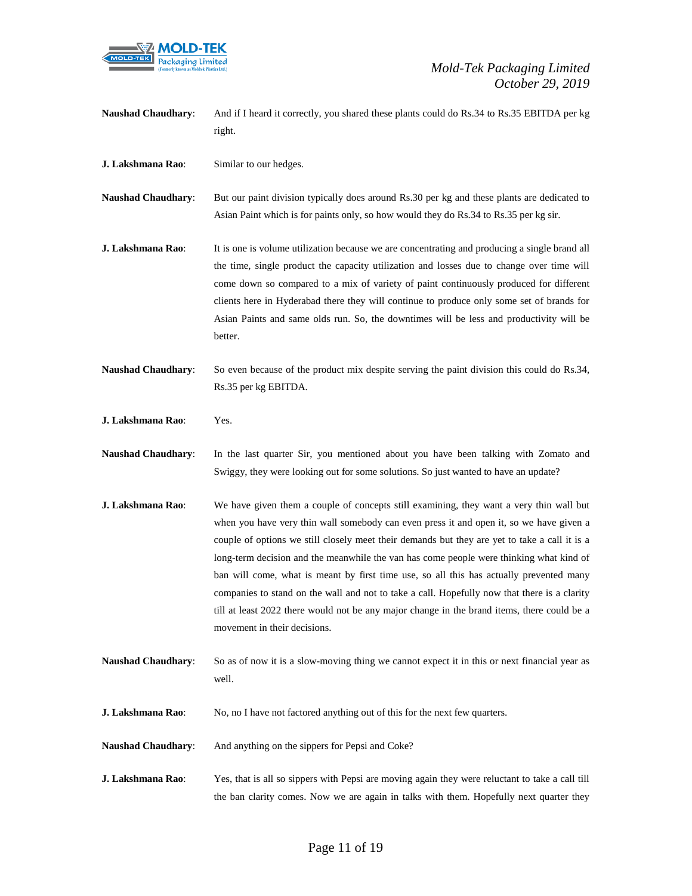**Naushad Chaudhary**: And if I heard it correctly, you shared these plants could do Rs.34 to Rs.35 EBITDA per kg right.

**J. Lakshmana Rao**: Similar to our hedges.

**Naushad Chaudhary**: But our paint division typically does around Rs.30 per kg and these plants are dedicated to Asian Paint which is for paints only, so how would they do Rs.34 to Rs.35 per kg sir.

**J. Lakshmana Rao**: It is one is volume utilization because we are concentrating and producing a single brand all the time, single product the capacity utilization and losses due to change over time will come down so compared to a mix of variety of paint continuously produced for different clients here in Hyderabad there they will continue to produce only some set of brands for Asian Paints and same olds run. So, the downtimes will be less and productivity will be better.

**Naushad Chaudhary**: So even because of the product mix despite serving the paint division this could do Rs.34, Rs.35 per kg EBITDA.

**J. Lakshmana Rao**: Yes.

**Naushad Chaudhary**: In the last quarter Sir, you mentioned about you have been talking with Zomato and Swiggy, they were looking out for some solutions. So just wanted to have an update?

**J. Lakshmana Rao**: We have given them a couple of concepts still examining, they want a very thin wall but when you have very thin wall somebody can even press it and open it, so we have given a couple of options we still closely meet their demands but they are yet to take a call it is a long-term decision and the meanwhile the van has come people were thinking what kind of ban will come, what is meant by first time use, so all this has actually prevented many companies to stand on the wall and not to take a call. Hopefully now that there is a clarity till at least 2022 there would not be any major change in the brand items, there could be a movement in their decisions.

**Naushad Chaudhary**: So as of now it is a slow-moving thing we cannot expect it in this or next financial year as well.

**J. Lakshmana Rao**: No, no I have not factored anything out of this for the next few quarters.

**Naushad Chaudhary**: And anything on the sippers for Pepsi and Coke?

**J. Lakshmana Rao**: Yes, that is all so sippers with Pepsi are moving again they were reluctant to take a call till the ban clarity comes. Now we are again in talks with them. Hopefully next quarter they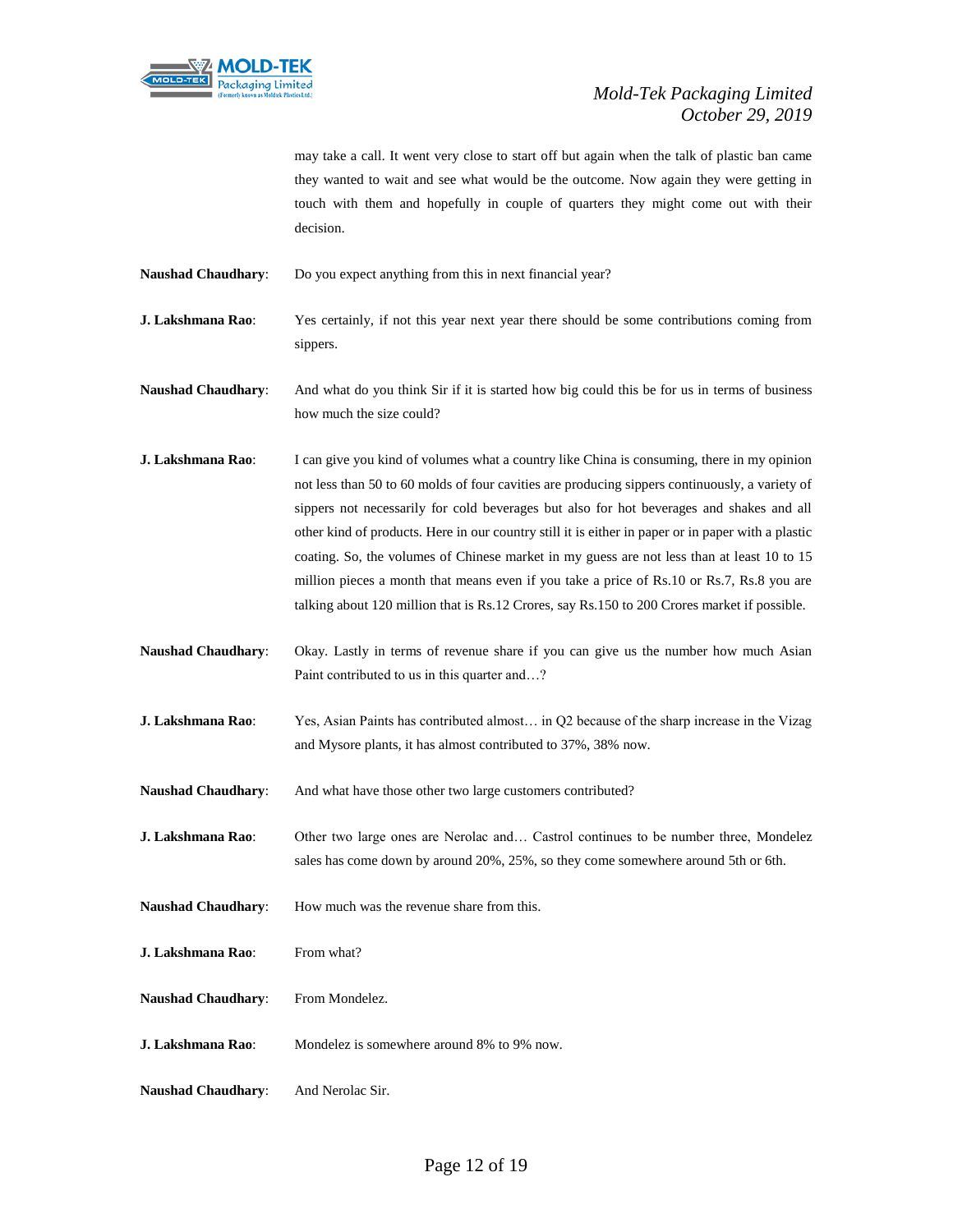may take a call. It went very close to start off but again when the talk of plastic ban came they wanted to wait and see what would be the outcome. Now again they were getting in touch with them and hopefully in couple of quarters they might come out with their decision.

**Naushad Chaudhary**: Do you expect anything from this in next financial year?

**J. Lakshmana Rao**: Yes certainly, if not this year next year there should be some contributions coming from sippers.

**Naushad Chaudhary**: And what do you think Sir if it is started how big could this be for us in terms of business how much the size could?

**J. Lakshmana Rao**: I can give you kind of volumes what a country like China is consuming, there in my opinion not less than 50 to 60 molds of four cavities are producing sippers continuously, a variety of sippers not necessarily for cold beverages but also for hot beverages and shakes and all other kind of products. Here in our country still it is either in paper or in paper with a plastic coating. So, the volumes of Chinese market in my guess are not less than at least 10 to 15 million pieces a month that means even if you take a price of Rs.10 or Rs.7, Rs.8 you are talking about 120 million that is Rs.12 Crores, say Rs.150 to 200 Crores market if possible.

**Naushad Chaudhary**: Okay. Lastly in terms of revenue share if you can give us the number how much Asian Paint contributed to us in this quarter and…?

**J. Lakshmana Rao**: Yes, Asian Paints has contributed almost… in Q2 because of the sharp increase in the Vizag and Mysore plants, it has almost contributed to 37%, 38% now.

**Naushad Chaudhary**: And what have those other two large customers contributed?

**J. Lakshmana Rao**: Other two large ones are Nerolac and… Castrol continues to be number three, Mondelez sales has come down by around 20%, 25%, so they come somewhere around 5th or 6th.

**Naushad Chaudhary**: How much was the revenue share from this.

**J. Lakshmana Rao**: From what?

**Naushad Chaudhary**: From Mondelez.

**J. Lakshmana Rao**: Mondelez is somewhere around 8% to 9% now.

**Naushad Chaudhary**: And Nerolac Sir.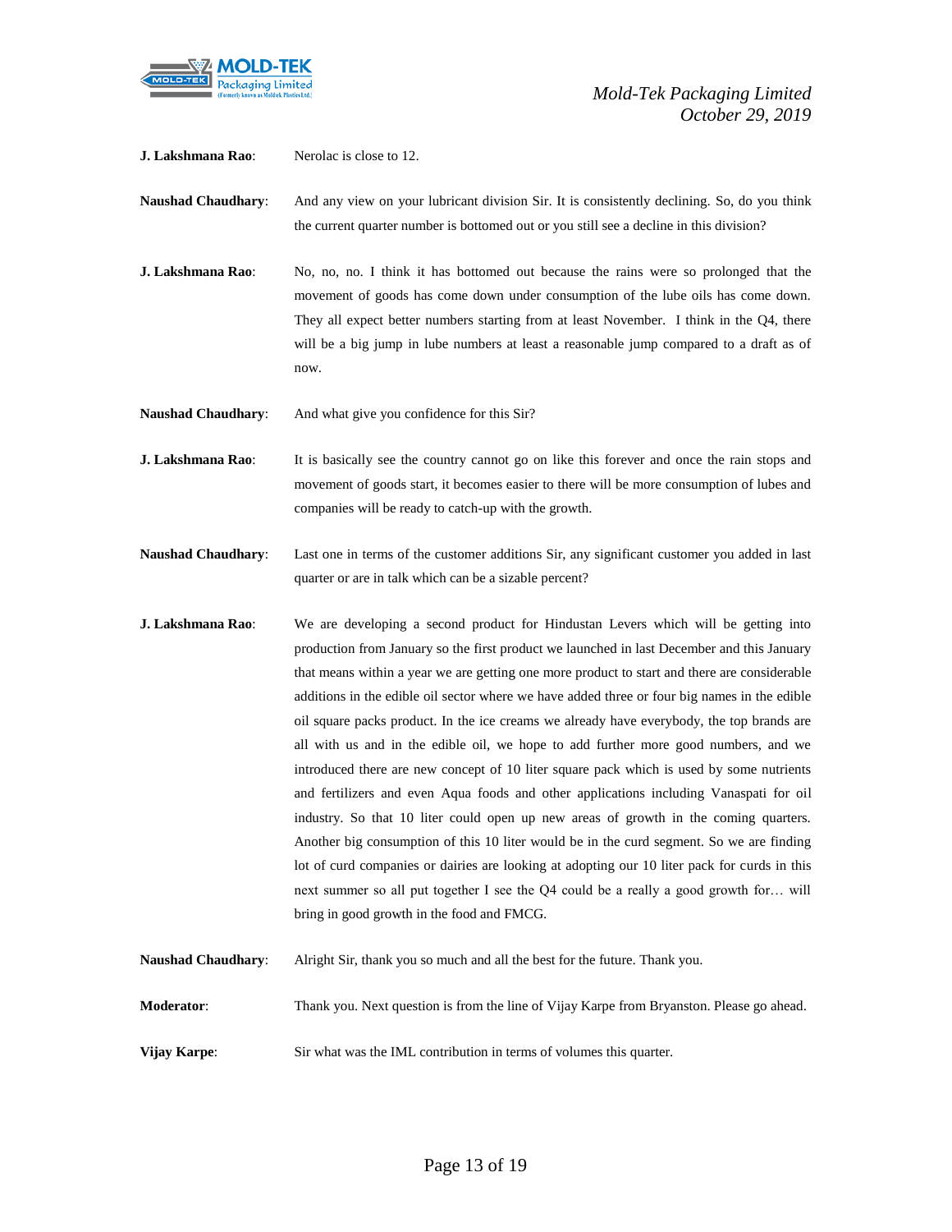**J. Lakshmana Rao**: Nerolac is close to 12.

**Naushad Chaudhary**: And any view on your lubricant division Sir. It is consistently declining. So, do you think the current quarter number is bottomed out or you still see a decline in this division?

**J. Lakshmana Rao**: No, no, no. I think it has bottomed out because the rains were so prolonged that the movement of goods has come down under consumption of the lube oils has come down. They all expect better numbers starting from at least November. I think in the Q4, there will be a big jump in lube numbers at least a reasonable jump compared to a draft as of now.

**Naushad Chaudhary**: And what give you confidence for this Sir?

**J. Lakshmana Rao**: It is basically see the country cannot go on like this forever and once the rain stops and movement of goods start, it becomes easier to there will be more consumption of lubes and companies will be ready to catch-up with the growth.

**Naushad Chaudhary**: Last one in terms of the customer additions Sir, any significant customer you added in last quarter or are in talk which can be a sizable percent?

**J. Lakshmana Rao**: We are developing a second product for Hindustan Levers which will be getting into production from January so the first product we launched in last December and this January that means within a year we are getting one more product to start and there are considerable additions in the edible oil sector where we have added three or four big names in the edible oil square packs product. In the ice creams we already have everybody, the top brands are all with us and in the edible oil, we hope to add further more good numbers, and we introduced there are new concept of 10 liter square pack which is used by some nutrients and fertilizers and even Aqua foods and other applications including Vanaspati for oil industry. So that 10 liter could open up new areas of growth in the coming quarters. Another big consumption of this 10 liter would be in the curd segment. So we are finding lot of curd companies or dairies are looking at adopting our 10 liter pack for curds in this next summer so all put together I see the Q4 could be a really a good growth for… will bring in good growth in the food and FMCG.

**Naushad Chaudhary**: Alright Sir, thank you so much and all the best for the future. Thank you.

**Moderator**: Thank you. Next question is from the line of Vijay Karpe from Bryanston. Please go ahead.

**Vijay Karpe**: Sir what was the IML contribution in terms of volumes this quarter.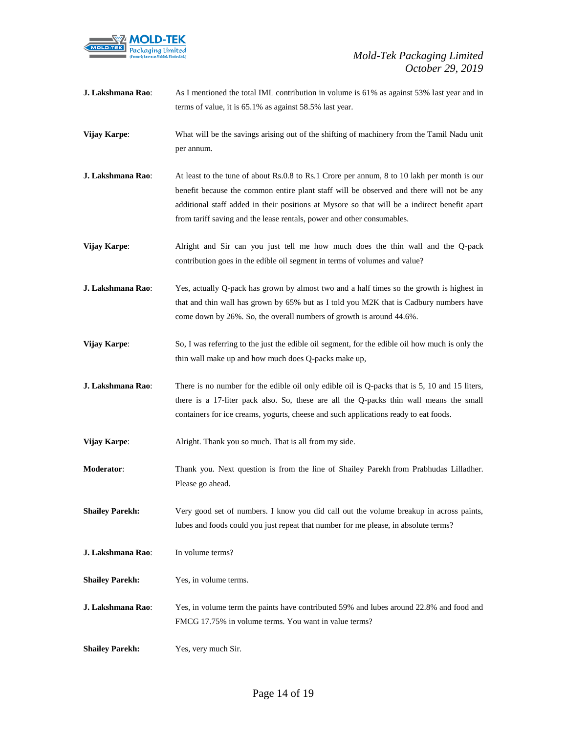**J. Lakshmana Rao**: As I mentioned the total IML contribution in volume is 61% as against 53% last year and in terms of value, it is 65.1% as against 58.5% last year.

**Vijay Karpe**: What will be the savings arising out of the shifting of machinery from the Tamil Nadu unit per annum.

**J. Lakshmana Rao**: At least to the tune of about Rs.0.8 to Rs.1 Crore per annum, 8 to 10 lakh per month is our benefit because the common entire plant staff will be observed and there will not be any additional staff added in their positions at Mysore so that will be a indirect benefit apart from tariff saving and the lease rentals, power and other consumables.

**Vijay Karpe**: Alright and Sir can you just tell me how much does the thin wall and the Q-pack contribution goes in the edible oil segment in terms of volumes and value?

**J. Lakshmana Rao**: Yes, actually Q-pack has grown by almost two and a half times so the growth is highest in that and thin wall has grown by 65% but as I told you M2K that is Cadbury numbers have come down by 26%. So, the overall numbers of growth is around 44.6%.

**Vijay Karpe**: So, I was referring to the just the edible oil segment, for the edible oil how much is only the thin wall make up and how much does Q-packs make up,

**J. Lakshmana Rao**: There is no number for the edible oil only edible oil is Q-packs that is 5, 10 and 15 liters, there is a 17-liter pack also. So, these are all the Q-packs thin wall means the small containers for ice creams, yogurts, cheese and such applications ready to eat foods.

**Vijay Karpe**: Alright. Thank you so much. That is all from my side.

**Moderator**: Thank you. Next question is from the line of Shailey Parekh from Prabhudas Lilladher. Please go ahead.

**Shailey Parekh:** Very good set of numbers. I know you did call out the volume breakup in across paints, lubes and foods could you just repeat that number for me please, in absolute terms?

**J. Lakshmana Rao**: In volume terms?

**Shailey Parekh:** Yes, in volume terms.

**J. Lakshmana Rao**: Yes, in volume term the paints have contributed 59% and lubes around 22.8% and food and FMCG 17.75% in volume terms. You want in value terms?

**Shailey Parekh:** Yes, very much Sir.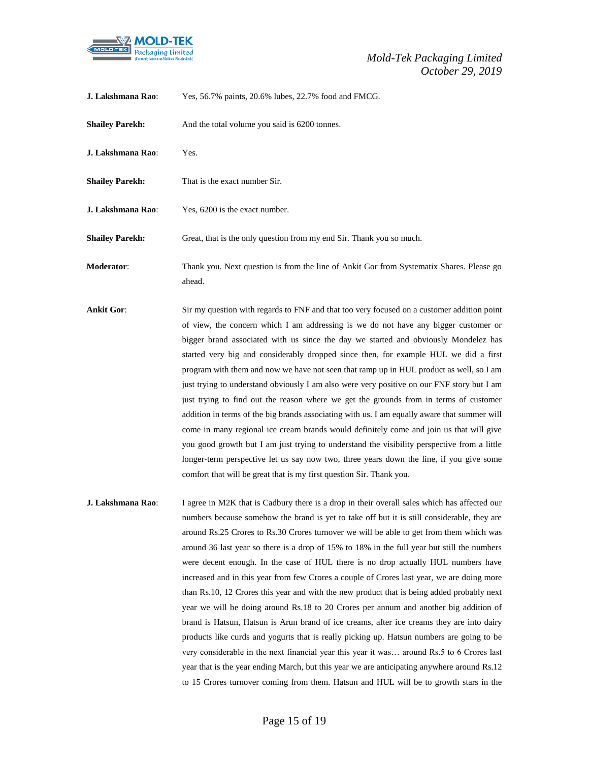**J. Lakshmana Rao**: Yes, 56.7% paints, 20.6% lubes, 22.7% food and FMCG.

**Shailey Parekh:** And the total volume you said is 6200 tonnes.

**J. Lakshmana Rao**: Yes.

**Shailey Parekh:** That is the exact number Sir.

**J. Lakshmana Rao**: Yes, 6200 is the exact number.

**Shailey Parekh:** Great, that is the only question from my end Sir. Thank you so much.

**Moderator**: Thank you. Next question is from the line of Ankit Gor from Systematix Shares. Please go ahead.

**Ankit Gor**: Sir my question with regards to FNF and that too very focused on a customer addition point of view, the concern which I am addressing is we do not have any bigger customer or bigger brand associated with us since the day we started and obviously Mondelez has started very big and considerably dropped since then, for example HUL we did a first program with them and now we have not seen that ramp up in HUL product as well, so I am just trying to understand obviously I am also were very positive on our FNF story but I am just trying to find out the reason where we get the grounds from in terms of customer addition in terms of the big brands associating with us. I am equally aware that summer will come in many regional ice cream brands would definitely come and join us that will give you good growth but I am just trying to understand the visibility perspective from a little longer-term perspective let us say now two, three years down the line, if you give some comfort that will be great that is my first question Sir. Thank you.

**J. Lakshmana Rao**: I agree in M2K that is Cadbury there is a drop in their overall sales which has affected our numbers because somehow the brand is yet to take off but it is still considerable, they are around Rs.25 Crores to Rs.30 Crores turnover we will be able to get from them which was around 36 last year so there is a drop of 15% to 18% in the full year but still the numbers were decent enough. In the case of HUL there is no drop actually HUL numbers have increased and in this year from few Crores a couple of Crores last year, we are doing more than Rs.10, 12 Crores this year and with the new product that is being added probably next year we will be doing around Rs.18 to 20 Crores per annum and another big addition of brand is Hatsun, Hatsun is Arun brand of ice creams, after ice creams they are into dairy products like curds and yogurts that is really picking up. Hatsun numbers are going to be very considerable in the next financial year this year it was… around Rs.5 to 6 Crores last year that is the year ending March, but this year we are anticipating anywhere around Rs.12 to 15 Crores turnover coming from them. Hatsun and HUL will be to growth stars in the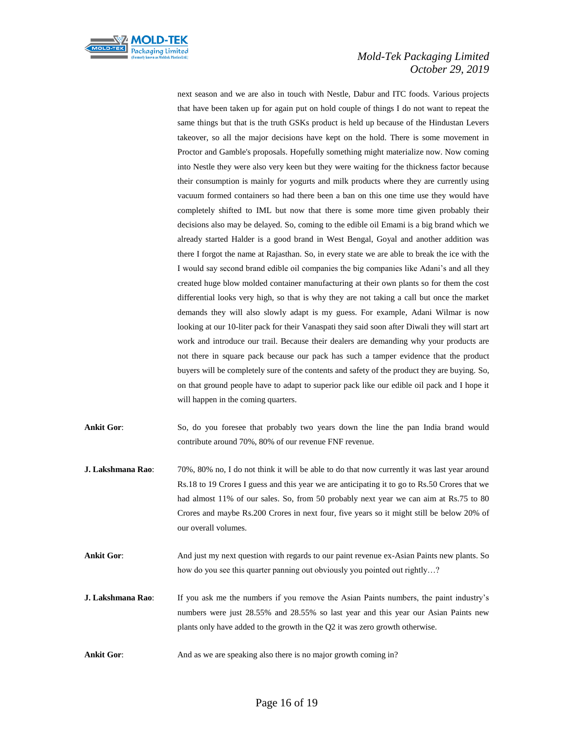next season and we are also in touch with Nestle, Dabur and ITC foods. Various projects that have been taken up for again put on hold couple of things I do not want to repeat the same things but that is the truth GSKs product is held up because of the Hindustan Levers takeover, so all the major decisions have kept on the hold. There is some movement in Proctor and Gamble's proposals. Hopefully something might materialize now. Now coming into Nestle they were also very keen but they were waiting for the thickness factor because their consumption is mainly for yogurts and milk products where they are currently using vacuum formed containers so had there been a ban on this one time use they would have completely shifted to IML but now that there is some more time given probably their decisions also may be delayed. So, coming to the edible oil Emami is a big brand which we already started Halder is a good brand in West Bengal, Goyal and another addition was there I forgot the name at Rajasthan. So, in every state we are able to break the ice with the I would say second brand edible oil companies the big companies like Adani's and all they created huge blow molded container manufacturing at their own plants so for them the cost differential looks very high, so that is why they are not taking a call but once the market demands they will also slowly adapt is my guess. For example, Adani Wilmar is now looking at our 10-liter pack for their Vanaspati they said soon after Diwali they will start art work and introduce our trail. Because their dealers are demanding why your products are not there in square pack because our pack has such a tamper evidence that the product buyers will be completely sure of the contents and safety of the product they are buying. So, on that ground people have to adapt to superior pack like our edible oil pack and I hope it will happen in the coming quarters.

**Ankit Gor**: So, do you foresee that probably two years down the line the pan India brand would contribute around 70%, 80% of our revenue FNF revenue.

**J. Lakshmana Rao**: 70%, 80% no, I do not think it will be able to do that now currently it was last year around Rs.18 to 19 Crores I guess and this year we are anticipating it to go to Rs.50 Crores that we had almost 11% of our sales. So, from 50 probably next year we can aim at Rs.75 to 80 Crores and maybe Rs.200 Crores in next four, five years so it might still be below 20% of our overall volumes.

**Ankit Gor**: And just my next question with regards to our paint revenue ex-Asian Paints new plants. So how do you see this quarter panning out obviously you pointed out rightly…?

**J. Lakshmana Rao**: If you ask me the numbers if you remove the Asian Paints numbers, the paint industry's numbers were just 28.55% and 28.55% so last year and this year our Asian Paints new plants only have added to the growth in the Q2 it was zero growth otherwise.

**Ankit Gor**: And as we are speaking also there is no major growth coming in?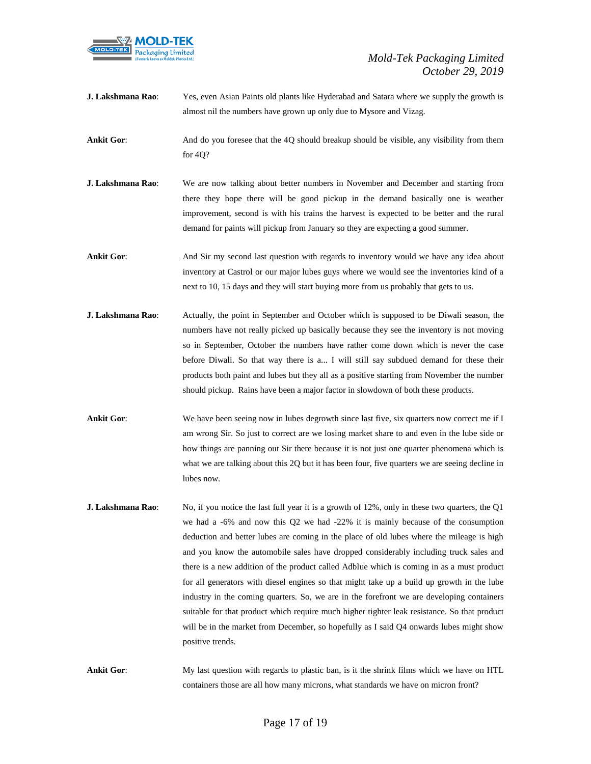**J. Lakshmana Rao**: Yes, even Asian Paints old plants like Hyderabad and Satara where we supply the growth is almost nil the numbers have grown up only due to Mysore and Vizag.

**Ankit Gor**: And do you foresee that the 4Q should breakup should be visible, any visibility from them for 4Q?

**J. Lakshmana Rao**: We are now talking about better numbers in November and December and starting from there they hope there will be good pickup in the demand basically one is weather improvement, second is with his trains the harvest is expected to be better and the rural demand for paints will pickup from January so they are expecting a good summer.

**Ankit Gor**: And Sir my second last question with regards to inventory would we have any idea about inventory at Castrol or our major lubes guys where we would see the inventories kind of a next to 10, 15 days and they will start buying more from us probably that gets to us.

**J. Lakshmana Rao**: Actually, the point in September and October which is supposed to be Diwali season, the numbers have not really picked up basically because they see the inventory is not moving so in September, October the numbers have rather come down which is never the case before Diwali. So that way there is a... I will still say subdued demand for these their products both paint and lubes but they all as a positive starting from November the number should pickup. Rains have been a major factor in slowdown of both these products.

**Ankit Gor**: We have been seeing now in lubes degrowth since last five, six quarters now correct me if I am wrong Sir. So just to correct are we losing market share to and even in the lube side or how things are panning out Sir there because it is not just one quarter phenomena which is what we are talking about this 2Q but it has been four, five quarters we are seeing decline in lubes now.

**J. Lakshmana Rao**: No, if you notice the last full year it is a growth of 12%, only in these two quarters, the Q1 we had a -6% and now this Q2 we had -22% it is mainly because of the consumption deduction and better lubes are coming in the place of old lubes where the mileage is high and you know the automobile sales have dropped considerably including truck sales and there is a new addition of the product called Adblue which is coming in as a must product for all generators with diesel engines so that might take up a build up growth in the lube industry in the coming quarters. So, we are in the forefront we are developing containers suitable for that product which require much higher tighter leak resistance. So that product will be in the market from December, so hopefully as I said Q4 onwards lubes might show positive trends.

**Ankit Gor**: My last question with regards to plastic ban, is it the shrink films which we have on HTL containers those are all how many microns, what standards we have on micron front?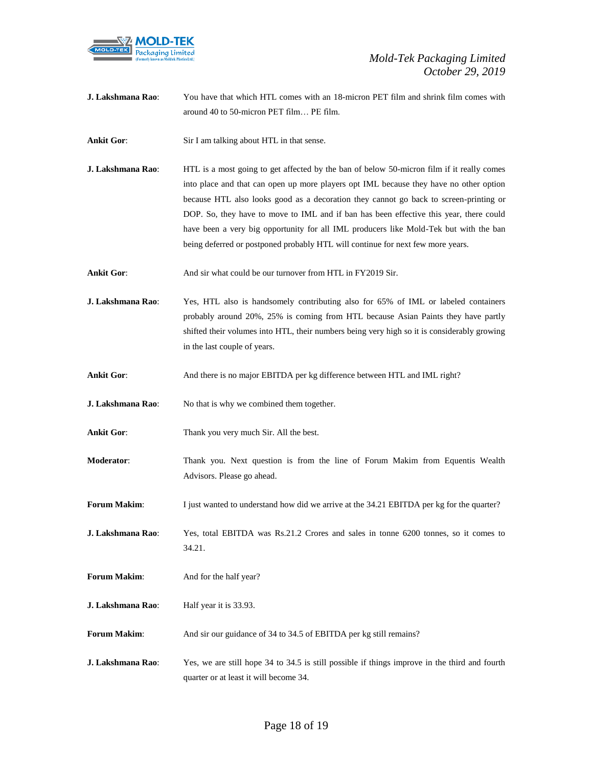**J. Lakshmana Rao**: You have that which HTL comes with an 18-micron PET film and shrink film comes with around 40 to 50-micron PET film… PE film.

**Ankit Gor**: Sir I am talking about HTL in that sense.

**J. Lakshmana Rao**: HTL is a most going to get affected by the ban of below 50-micron film if it really comes into place and that can open up more players opt IML because they have no other option because HTL also looks good as a decoration they cannot go back to screen-printing or DOP. So, they have to move to IML and if ban has been effective this year, there could have been a very big opportunity for all IML producers like Mold-Tek but with the ban being deferred or postponed probably HTL will continue for next few more years.

**Ankit Gor**: And sir what could be our turnover from HTL in FY2019 Sir.

**J. Lakshmana Rao**: Yes, HTL also is handsomely contributing also for 65% of IML or labeled containers probably around 20%, 25% is coming from HTL because Asian Paints they have partly shifted their volumes into HTL, their numbers being very high so it is considerably growing in the last couple of years.

**Ankit Gor**: And there is no major EBITDA per kg difference between HTL and IML right?

**J. Lakshmana Rao**: No that is why we combined them together.

**Ankit Gor**: Thank you very much Sir. All the best.

**Moderator**: Thank you. Next question is from the line of Forum Makim from Equentis Wealth Advisors. Please go ahead.

**Forum Makim**: I just wanted to understand how did we arrive at the 34.21 EBITDA per kg for the quarter?

**J. Lakshmana Rao**: Yes, total EBITDA was Rs.21.2 Crores and sales in tonne 6200 tonnes, so it comes to 34.21.

**Forum Makim**: And for the half year?

**J. Lakshmana Rao**: Half year it is 33.93.

**Forum Makim**: And sir our guidance of 34 to 34.5 of EBITDA per kg still remains?

**J. Lakshmana Rao**: Yes, we are still hope 34 to 34.5 is still possible if things improve in the third and fourth quarter or at least it will become 34.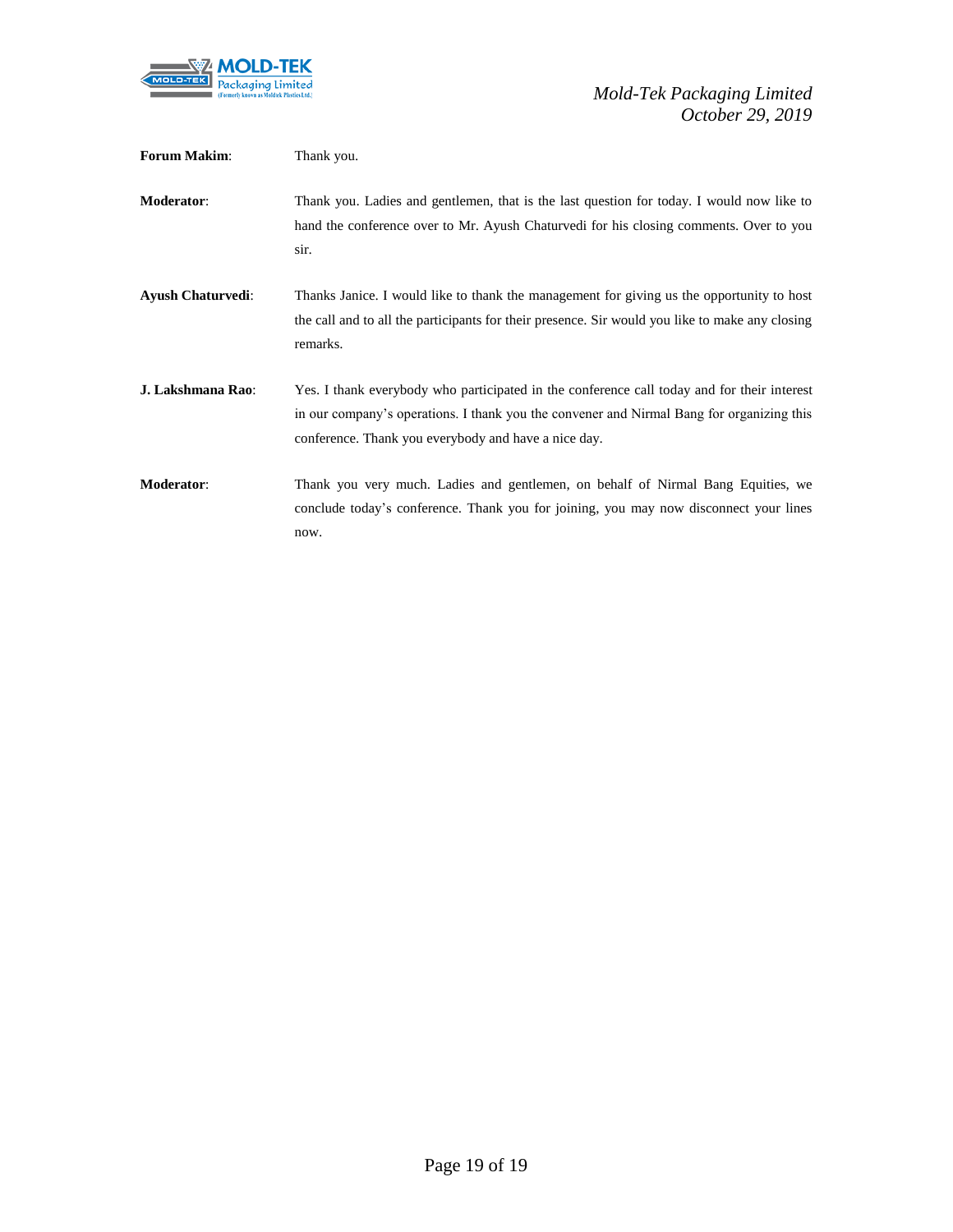**Forum Makim**: Thank you.

**Moderator**: Thank you. Ladies and gentlemen, that is the last question for today. I would now like to hand the conference over to Mr. Ayush Chaturvedi for his closing comments. Over to you sir.

**Ayush Chaturvedi**: Thanks Janice. I would like to thank the management for giving us the opportunity to host the call and to all the participants for their presence. Sir would you like to make any closing remarks.

**J. Lakshmana Rao**: Yes. I thank everybody who participated in the conference call today and for their interest in our company's operations. I thank you the convener and Nirmal Bang for organizing this conference. Thank you everybody and have a nice day.

**Moderator**: Thank you very much. Ladies and gentlemen, on behalf of Nirmal Bang Equities, we conclude today's conference. Thank you for joining, you may now disconnect your lines now.